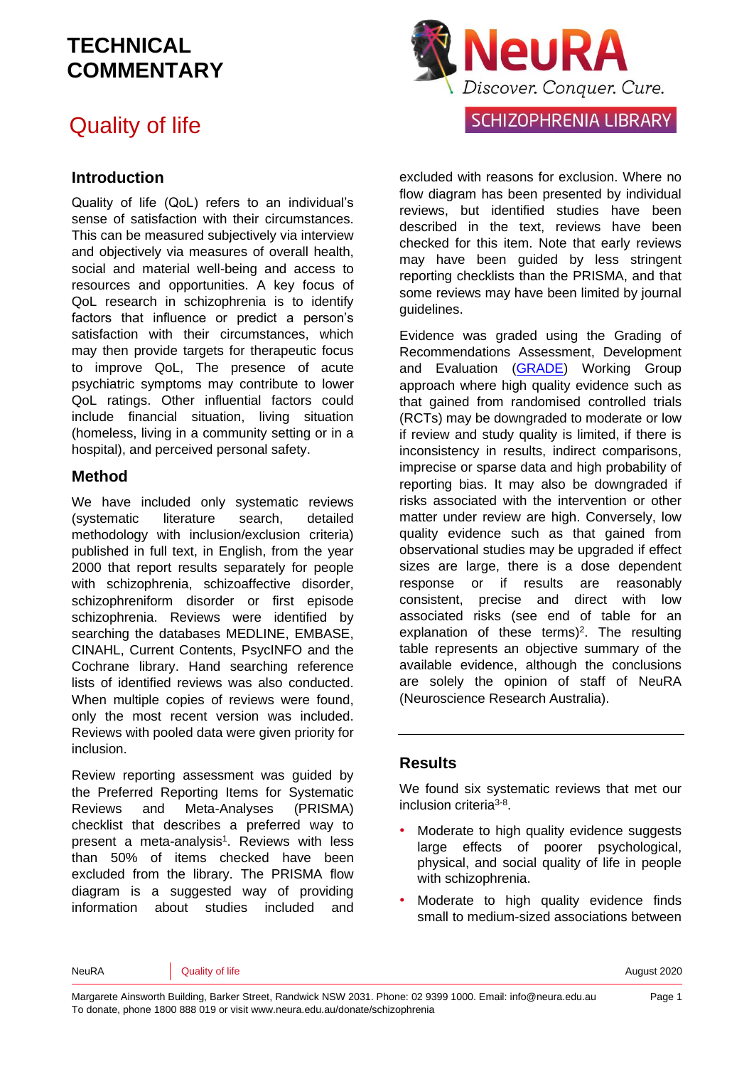# TECHNICAL COMMENTARY

## Quality of life

NeuRA
Discover. Conquer. Cure.

SCHIZOPHRENIA LIBRARY

### Introduction

Quality of life (QoL) refers to an individual's sense of satisfaction with their circumstances. This can be measured subjectively via interview and objectively via measures of overall health, social and material well-being and access to resources and opportunities. A key focus of QoL research in schizophrenia is to identify factors that influence or predict a person's satisfaction with their circumstances, which may then provide targets for therapeutic focus to improve QoL, The presence of acute psychiatric symptoms may contribute to lower QoL ratings. Other influential factors could include financial situation, living situation (homeless, living in a community setting or in a hospital), and perceived personal safety.

### Method

We have included only systematic reviews (systematic literature search, detailed methodology with inclusion/exclusion criteria) published in full text, in English, from the year 2000 that report results separately for people with schizophrenia, schizoaffective disorder, schizophreniform disorder or first episode schizophrenia. Reviews were identified by searching the databases MEDLINE, EMBASE, CINAHL, Current Contents, PsycINFO and the Cochrane library. Hand searching reference lists of identified reviews was also conducted. When multiple copies of reviews were found, only the most recent version was included. Reviews with pooled data were given priority for inclusion.

Review reporting assessment was guided by the Preferred Reporting Items for Systematic Reviews and Meta-Analyses (PRISMA) checklist that describes a preferred way to present a meta-analysis[1]. Reviews with less than 50% of items checked have been excluded from the library. The PRISMA flow diagram is a suggested way of providing information about studies included and excluded with reasons for exclusion. Where no flow diagram has been presented by individual reviews, but identified studies have been described in the text, reviews have been checked for this item. Note that early reviews may have been guided by less stringent reporting checklists than the PRISMA, and that some reviews may have been limited by journal guidelines.

Evidence was graded using the Grading of Recommendations Assessment, Development and Evaluation (GRADE) Working Group approach where high quality evidence such as that gained from randomised controlled trials (RCTs) may be downgraded to moderate or low if review and study quality is limited, if there is inconsistency in results, indirect comparisons, imprecise or sparse data and high probability of reporting bias. It may also be downgraded if risks associated with the intervention or other matter under review are high. Conversely, low quality evidence such as that gained from observational studies may be upgraded if effect sizes are large, there is a dose dependent response or if results are reasonably consistent, precise and direct with low associated risks (see end of table for an explanation of these terms)[2]. The resulting table represents an objective summary of the available evidence, although the conclusions are solely the opinion of staff of NeuRA (Neuroscience Research Australia).

### Results

We found six systematic reviews that met our inclusion criteria[3-8].

- Moderate to high quality evidence suggests large effects of poorer psychological, physical, and social quality of life in people with schizophrenia.
- Moderate to high quality evidence finds small to medium-sized associations between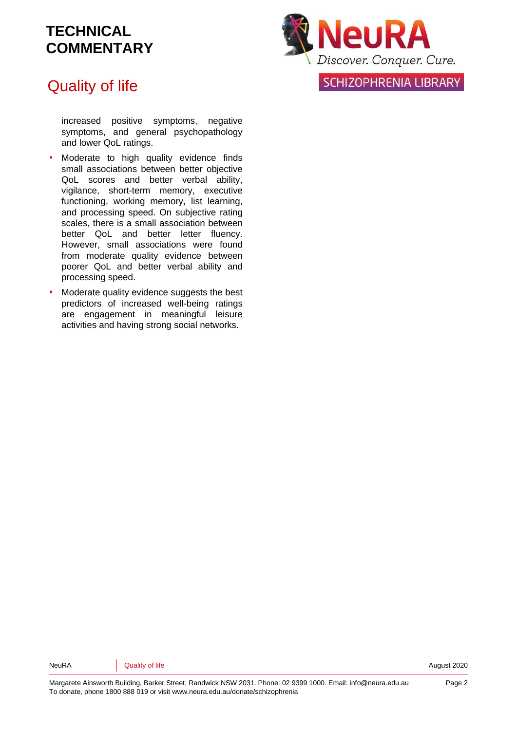increased positive symptoms, negative symptoms, and general psychopathology and lower QoL ratings.

- Moderate to high quality evidence finds small associations between better objective QoL scores and better verbal ability, vigilance, short-term memory, executive functioning, working memory, list learning, and processing speed. On subjective rating scales, there is a small association between better QoL and better letter fluency. However, small associations were found from moderate quality evidence between poorer QoL and better verbal ability and processing speed.
- Moderate quality evidence suggests the best predictors of increased well-being ratings are engagement in meaningful leisure activities and having strong social networks.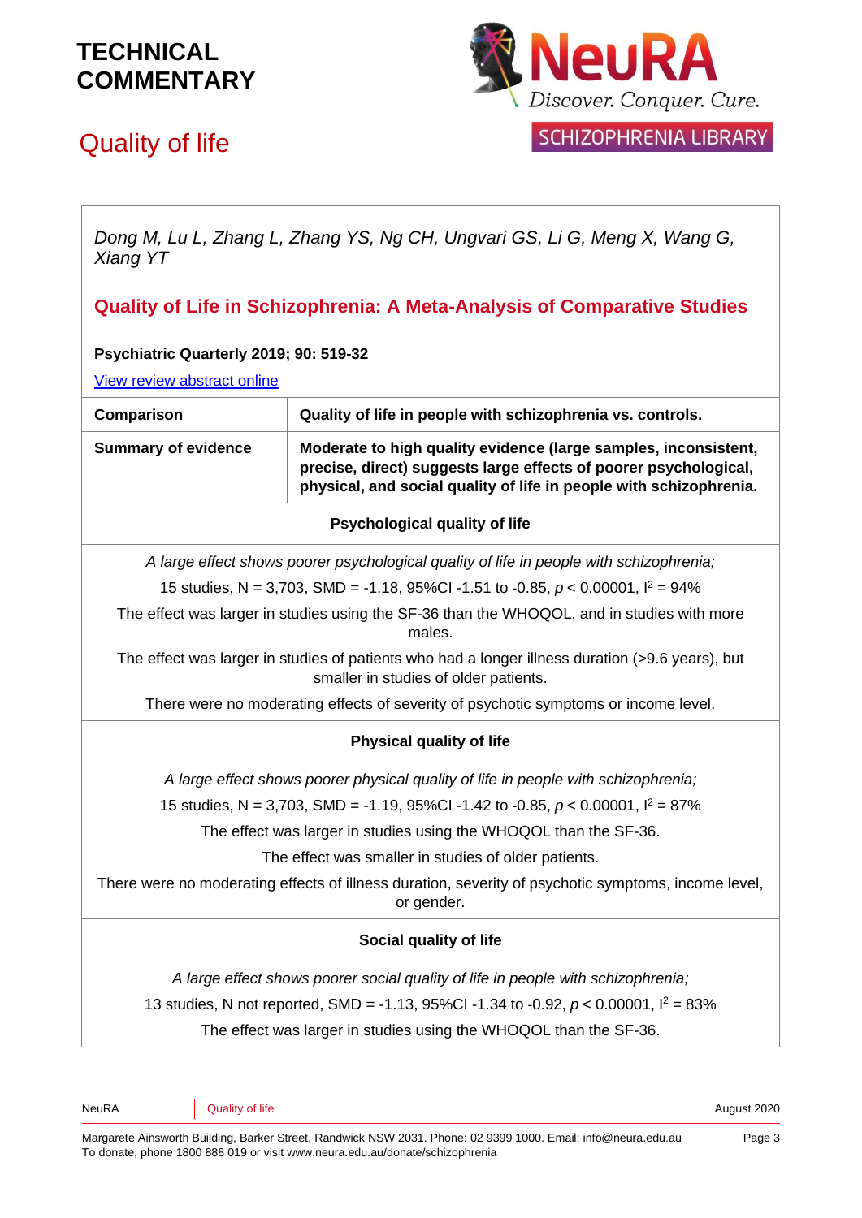# TECHNICAL COMMENTARY

## Quality of life

*Dong M, Lu L, Zhang L, Zhang YS, Ng CH, Ungvari GS, Li G, Meng X, Wang G, Xiang YT*

### Quality of Life in Schizophrenia: A Meta-Analysis of Comparative Studies

**Psychiatric Quarterly 2019; 90: 519-32**

View review abstract online

| **Comparison** | **Quality of life in people with schizophrenia vs. controls.** |
|---|---|
| **Summary of evidence** | **Moderate to high quality evidence (large samples, inconsistent, precise, direct) suggests large effects of poorer psychological, physical, and social quality of life in people with schizophrenia.** |

**Psychological quality of life**

*A large effect shows poorer psychological quality of life in people with schizophrenia;*

15 studies, N = 3,703, SMD = -1.18, 95%CI -1.51 to -0.85, $p < 0.00001$, $I^2 = 94\%$

The effect was larger in studies using the SF-36 than the WHOQOL, and in studies with more males.

The effect was larger in studies of patients who had a longer illness duration (>9.6 years), but smaller in studies of older patients.

There were no moderating effects of severity of psychotic symptoms or income level.

**Physical quality of life**

*A large effect shows poorer physical quality of life in people with schizophrenia;*

15 studies, N = 3,703, SMD = -1.19, 95%CI -1.42 to -0.85, $p < 0.00001$, $I^2 = 87\%$

The effect was larger in studies using the WHOQOL than the SF-36.

The effect was smaller in studies of older patients.

There were no moderating effects of illness duration, severity of psychotic symptoms, income level, or gender.

**Social quality of life**

*A large effect shows poorer social quality of life in people with schizophrenia;*

13 studies, N not reported, SMD = -1.13, 95%CI -1.34 to -0.92, $p < 0.00001$, $I^2 = 83\%$

The effect was larger in studies using the WHOQOL than the SF-36.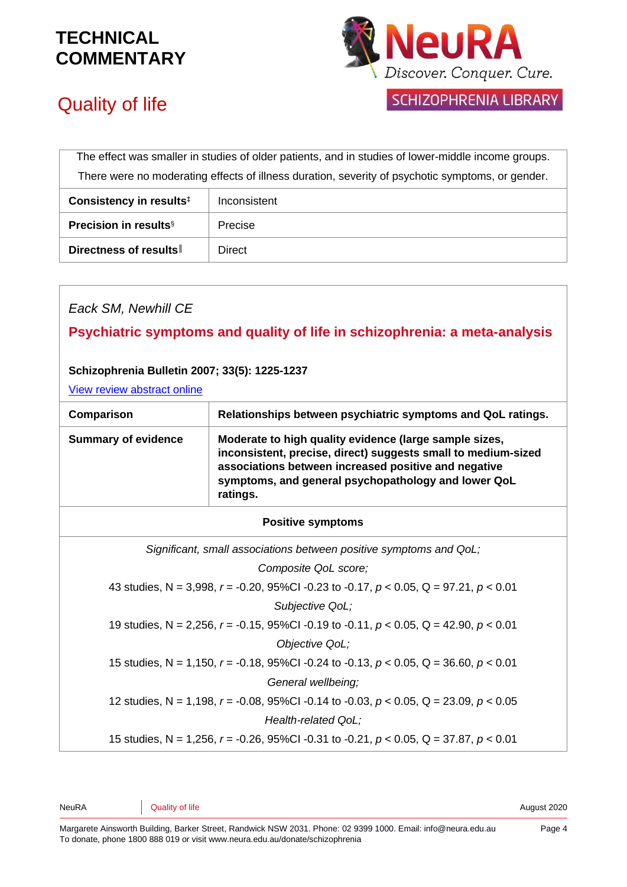| The effect was smaller in studies of older patients, and in studies of lower-middle income groups. There were no moderating effects of illness duration, severity of psychotic symptoms, or gender. | |
|---|---|
| **Consistency in results**‡ | Inconsistent |
| **Precision in results**§ | Precise |
| **Directness of results**‖ | Direct |

*Eack SM, Newhill CE*

**Psychiatric symptoms and quality of life in schizophrenia: a meta-analysis**

**Schizophrenia Bulletin 2007; 33(5): 1225-1237**

View review abstract online

| **Comparison** | **Relationships between psychiatric symptoms and QoL ratings.** |
|---|---|
| **Summary of evidence** | **Moderate to high quality evidence (large sample sizes, inconsistent, precise, direct) suggests small to medium-sized associations between increased positive and negative symptoms, and general psychopathology and lower QoL ratings.** |
| **Positive symptoms** | |
| *Significant, small associations between positive symptoms and QoL;* <br> *Composite QoL score;* <br> 43 studies, N = 3,998, $r$ = -0.20, 95%CI -0.23 to -0.17, $p < 0.05$, Q = 97.21, $p < 0.01$ <br> *Subjective QoL;* <br> 19 studies, N = 2,256, $r$ = -0.15, 95%CI -0.19 to -0.11, $p < 0.05$, Q = 42.90, $p < 0.01$ <br> *Objective QoL;* <br> 15 studies, N = 1,150, $r$ = -0.18, 95%CI -0.24 to -0.13, $p < 0.05$, Q = 36.60, $p < 0.01$ <br> *General wellbeing;* <br> 12 studies, N = 1,198, $r$ = -0.08, 95%CI -0.14 to -0.03, $p < 0.05$, Q = 23.09, $p < 0.05$ <br> *Health-related QoL;* <br> 15 studies, N = 1,256, $r$ = -0.26, 95%CI -0.31 to -0.21, $p < 0.05$, Q = 37.87, $p < 0.01$ | |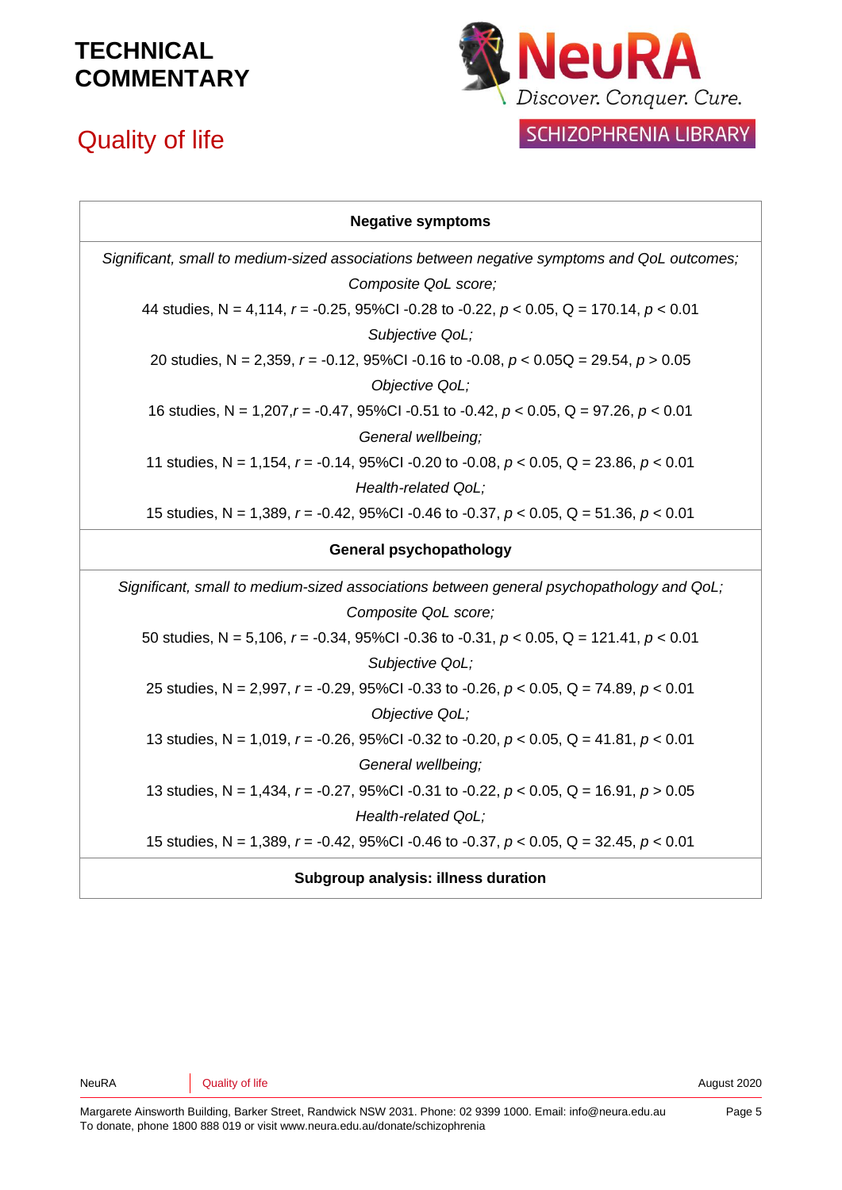| Negative symptoms |
| --- |
| *Significant, small to medium-sized associations between negative symptoms and QoL outcomes;* |
| *Composite QoL score;* |
| 44 studies, N = 4,114, $r$ = -0.25, 95%CI -0.28 to -0.22, $p < 0.05$, Q = 170.14, $p < 0.01$ |
| *Subjective QoL;* |
| 20 studies, N = 2,359, $r$ = -0.12, 95%CI -0.16 to -0.08, $p < 0.05$Q = 29.54, $p > 0.05$ |
| *Objective QoL;* |
| 16 studies, N = 1,207,$r$ = -0.47, 95%CI -0.51 to -0.42, $p < 0.05$, Q = 97.26, $p < 0.01$ |
| *General wellbeing;* |
| 11 studies, N = 1,154, $r$ = -0.14, 95%CI -0.20 to -0.08, $p < 0.05$, Q = 23.86, $p < 0.01$ |
| *Health-related QoL;* |
| 15 studies, N = 1,389, $r$ = -0.42, 95%CI -0.46 to -0.37, $p < 0.05$, Q = 51.36, $p < 0.01$ |
| **General psychopathology** |
| *Significant, small to medium-sized associations between general psychopathology and QoL;* |
| *Composite QoL score;* |
| 50 studies, N = 5,106, $r$ = -0.34, 95%CI -0.36 to -0.31, $p < 0.05$, Q = 121.41, $p < 0.01$ |
| *Subjective QoL;* |
| 25 studies, N = 2,997, $r$ = -0.29, 95%CI -0.33 to -0.26, $p < 0.05$, Q = 74.89, $p < 0.01$ |
| *Objective QoL;* |
| 13 studies, N = 1,019, $r$ = -0.26, 95%CI -0.32 to -0.20, $p < 0.05$, Q = 41.81, $p < 0.01$ |
| *General wellbeing;* |
| 13 studies, N = 1,434, $r$ = -0.27, 95%CI -0.31 to -0.22, $p < 0.05$, Q = 16.91, $p > 0.05$ |
| *Health-related QoL;* |
| 15 studies, N = 1,389, $r$ = -0.42, 95%CI -0.46 to -0.37, $p < 0.05$, Q = 32.45, $p < 0.01$ |
| **Subgroup analysis: illness duration** |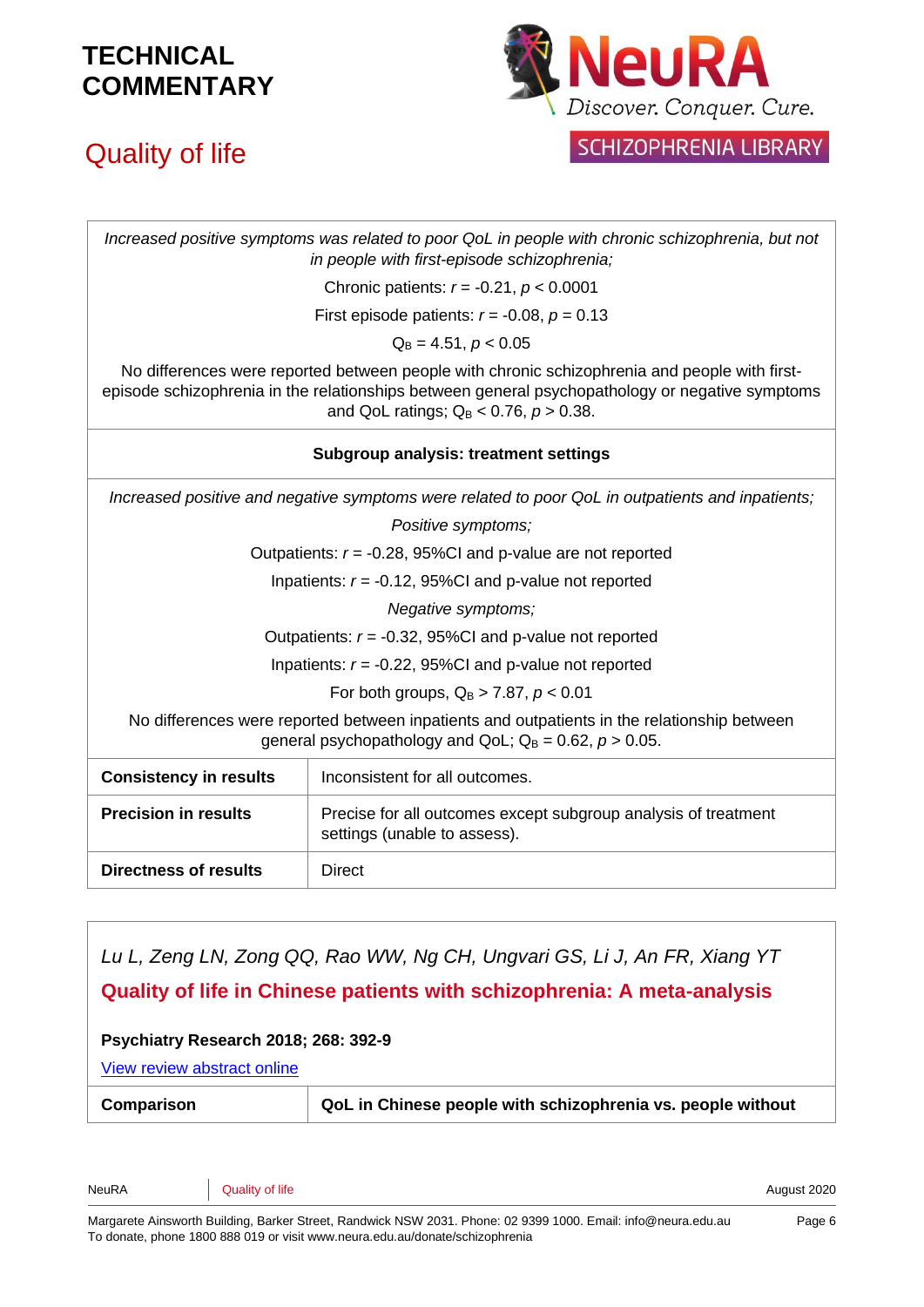| | |
|---|---|
| *Increased positive symptoms was related to poor QoL in people with chronic schizophrenia, but not in people with first-episode schizophrenia;*<br>Chronic patients: $r = -0.21$, $p < 0.0001$<br>First episode patients: $r = -0.08$, $p = 0.13$<br>$Q_B = 4.51$, $p < 0.05$<br>No differences were reported between people with chronic schizophrenia and people with first-episode schizophrenia in the relationships between general psychopathology or negative symptoms and QoL ratings; $Q_B < 0.76$, $p > 0.38$. | |
| **Subgroup analysis: treatment settings** | |
| *Increased positive and negative symptoms were related to poor QoL in outpatients and inpatients;*<br>*Positive symptoms;*<br>Outpatients: $r = -0.28$, 95%CI and p-value are not reported<br>Inpatients: $r = -0.12$, 95%CI and p-value not reported<br>*Negative symptoms;*<br>Outpatients: $r = -0.32$, 95%CI and p-value not reported<br>Inpatients: $r = -0.22$, 95%CI and p-value not reported<br>For both groups, $Q_B > 7.87$, $p < 0.01$<br>No differences were reported between inpatients and outpatients in the relationship between general psychopathology and QoL; $Q_B = 0.62$, $p > 0.05$. | |
| **Consistency in results** | Inconsistent for all outcomes. |
| **Precision in results** | Precise for all outcomes except subgroup analysis of treatment settings (unable to assess). |
| **Directness of results** | Direct |

*Lu L, Zeng LN, Zong QQ, Rao WW, Ng CH, Ungvari GS, Li J, An FR, Xiang YT*

**Quality of life in Chinese patients with schizophrenia: A meta-analysis**

**Psychiatry Research 2018; 268: 392-9**

View review abstract online

| | |
|---|---|
| **Comparison** | **QoL in Chinese people with schizophrenia vs. people without** |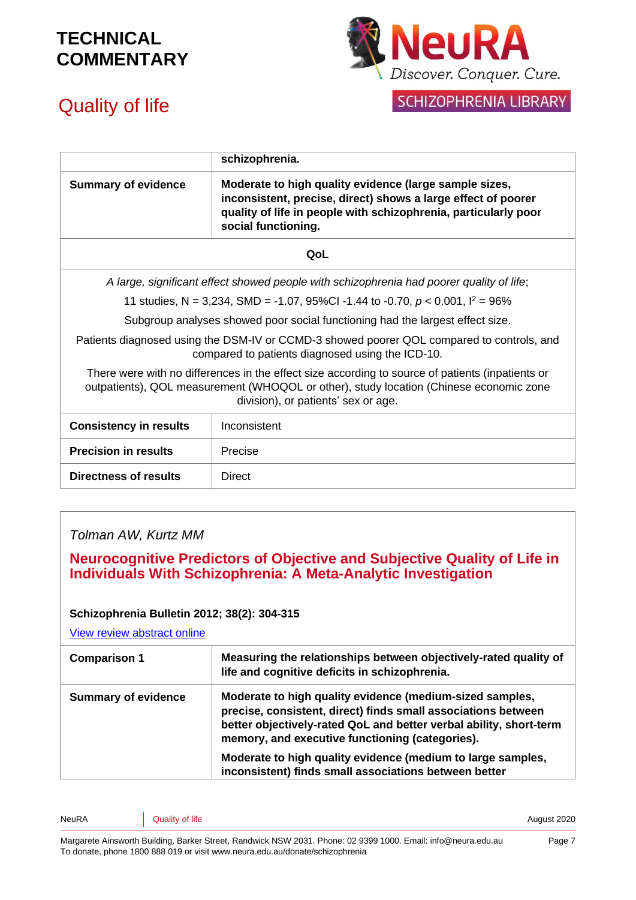|  | **schizophrenia.** |
|---|---|
| **Summary of evidence** | **Moderate to high quality evidence (large sample sizes, inconsistent, precise, direct) shows a large effect of poorer quality of life in people with schizophrenia, particularly poor social functioning.** |
| **QoL** | |
| *A large, significant effect showed people with schizophrenia had poorer quality of life*; 11 studies, N = 3,234, SMD = -1.07, 95%CI -1.44 to -0.70, $p < 0.001$, $I^2 = 96\%$ Subgroup analyses showed poor social functioning had the largest effect size. Patients diagnosed using the DSM-IV or CCMD-3 showed poorer QOL compared to controls, and compared to patients diagnosed using the ICD-10. There were with no differences in the effect size according to source of patients (inpatients or outpatients), QOL measurement (WHOQOL or other), study location (Chinese economic zone division), or patients' sex or age. | |
| **Consistency in results** | Inconsistent |
| **Precision in results** | Precise |
| **Directness of results** | Direct |

*Tolman AW, Kurtz MM*

## Neurocognitive Predictors of Objective and Subjective Quality of Life in Individuals With Schizophrenia: A Meta-Analytic Investigation

**Schizophrenia Bulletin 2012; 38(2): 304-315**

View review abstract online

| **Comparison 1** | **Measuring the relationships between objectively-rated quality of life and cognitive deficits in schizophrenia.** |
|---|---|
| **Summary of evidence** | **Moderate to high quality evidence (medium-sized samples, precise, consistent, direct) finds small associations between better objectively-rated QoL and better verbal ability, short-term memory, and executive functioning (categories).** **Moderate to high quality evidence (medium to large samples, inconsistent) finds small associations between better** |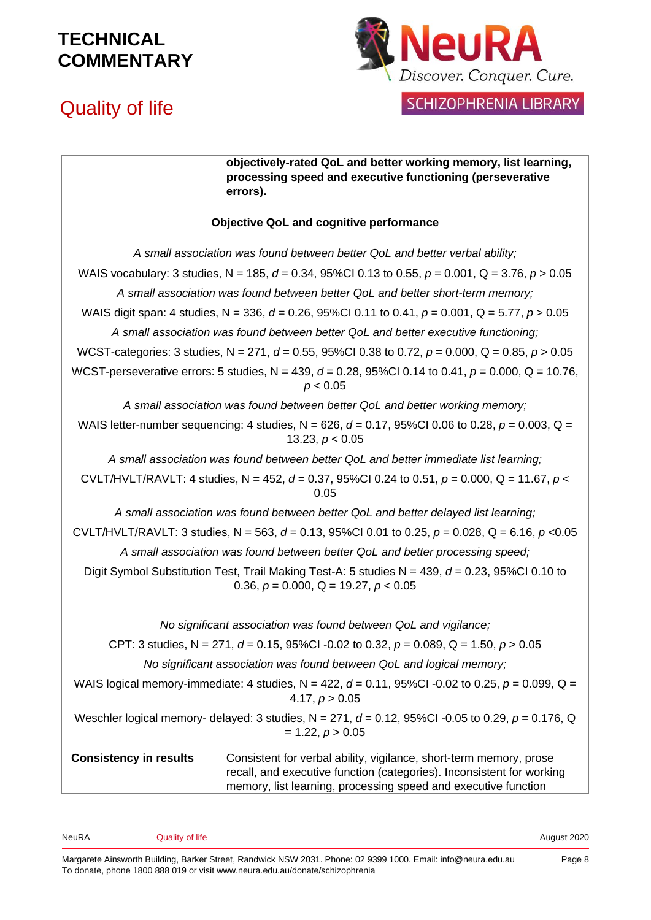| | |
|---|---|
| | **objectively-rated QoL and better working memory, list learning, processing speed and executive functioning (perseverative errors).** |
| **Objective QoL and cognitive performance** | |
| *A small association was found between better QoL and better verbal ability;*<br>WAIS vocabulary: 3 studies, N = 185, $d$ = 0.34, 95%CI 0.13 to 0.55, $p$ = 0.001, Q = 3.76, $p > 0.05$<br>*A small association was found between better QoL and better short-term memory;*<br>WAIS digit span: 4 studies, N = 336, $d$ = 0.26, 95%CI 0.11 to 0.41, $p$ = 0.001, Q = 5.77, $p > 0.05$<br>*A small association was found between better QoL and better executive functioning;*<br>WCST-categories: 3 studies, N = 271, $d$ = 0.55, 95%CI 0.38 to 0.72, $p$ = 0.000, Q = 0.85, $p > 0.05$<br>WCST-perseverative errors: 5 studies, N = 439, $d$ = 0.28, 95%CI 0.14 to 0.41, $p$ = 0.000, Q = 10.76, $p < 0.05$<br>*A small association was found between better QoL and better working memory;*<br>WAIS letter-number sequencing: 4 studies, N = 626, $d$ = 0.17, 95%CI 0.06 to 0.28, $p$ = 0.003, Q = 13.23, $p < 0.05$<br>*A small association was found between better QoL and better immediate list learning;*<br>CVLT/HVLT/RAVLT: 4 studies, N = 452, $d$ = 0.37, 95%CI 0.24 to 0.51, $p$ = 0.000, Q = 11.67, $p < 0.05$<br>*A small association was found between better QoL and better delayed list learning;*<br>CVLT/HVLT/RAVLT: 3 studies, N = 563, $d$ = 0.13, 95%CI 0.01 to 0.25, $p$ = 0.028, Q = 6.16, $p < 0.05$<br>*A small association was found between better QoL and better processing speed;*<br>Digit Symbol Substitution Test, Trail Making Test-A: 5 studies N = 439, $d$ = 0.23, 95%CI 0.10 to 0.36, $p$ = 0.000, Q = 19.27, $p < 0.05$<br><br>*No significant association was found between QoL and vigilance;*<br>CPT: 3 studies, N = 271, $d$ = 0.15, 95%CI -0.02 to 0.32, $p$ = 0.089, Q = 1.50, $p > 0.05$<br>*No significant association was found between QoL and logical memory;*<br>WAIS logical memory-immediate: 4 studies, N = 422, $d$ = 0.11, 95%CI -0.02 to 0.25, $p$ = 0.099, Q = 4.17, $p > 0.05$<br>Weschler logical memory- delayed: 3 studies, N = 271, $d$ = 0.12, 95%CI -0.05 to 0.29, $p$ = 0.176, Q = 1.22, $p > 0.05$ | |
| **Consistency in results** | Consistent for verbal ability, vigilance, short-term memory, prose recall, and executive function (categories). Inconsistent for working memory, list learning, processing speed and executive function |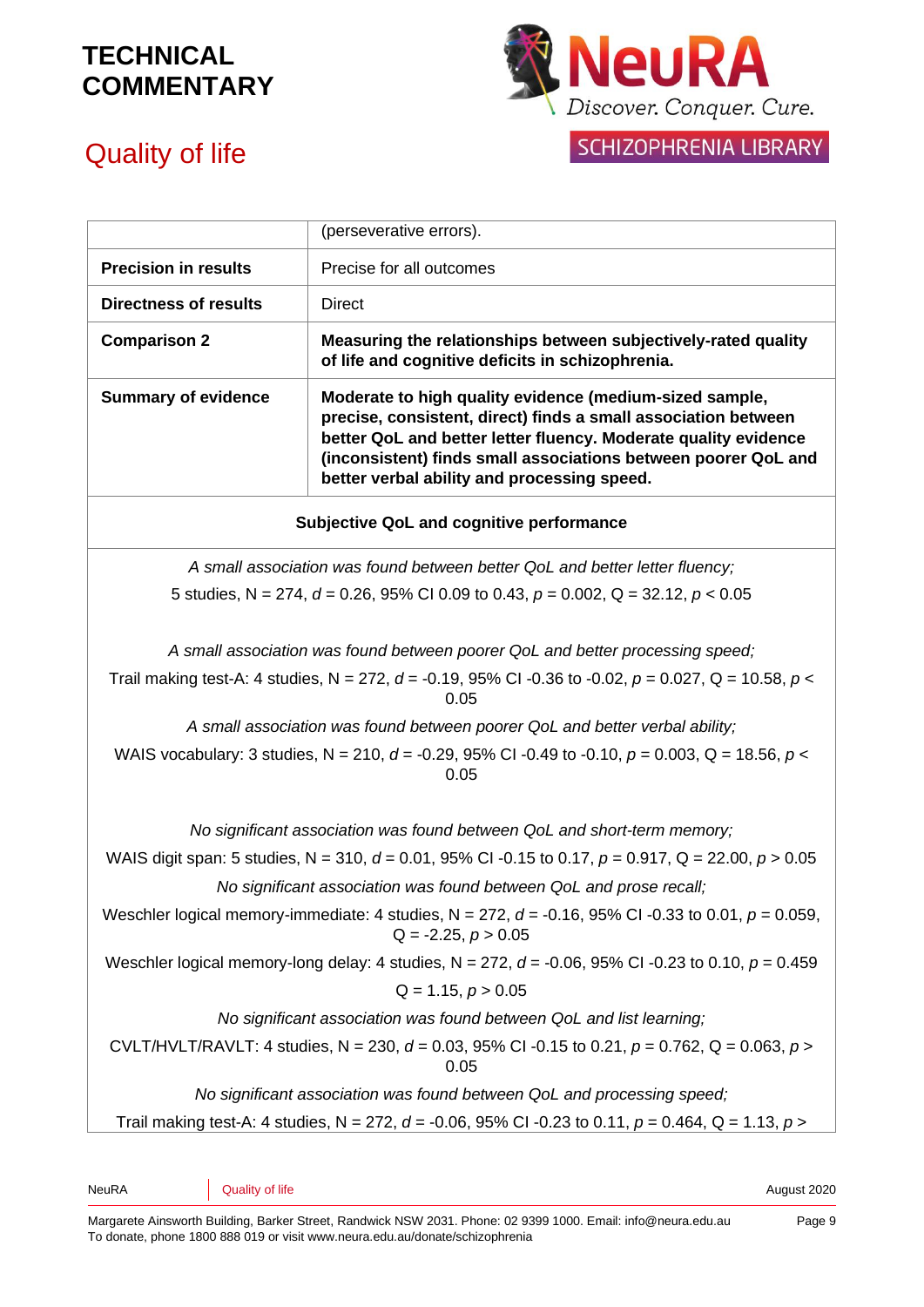| | |
|---|---|
| | (perseverative errors). |
| **Precision in results** | Precise for all outcomes |
| **Directness of results** | Direct |
| **Comparison 2** | **Measuring the relationships between subjectively-rated quality of life and cognitive deficits in schizophrenia.** |
| **Summary of evidence** | **Moderate to high quality evidence (medium-sized sample, precise, consistent, direct) finds a small association between better QoL and better letter fluency. Moderate quality evidence (inconsistent) finds small associations between poorer QoL and better verbal ability and processing speed.** |

**Subjective QoL and cognitive performance**

*A small association was found between better QoL and better letter fluency;*

5 studies, N = 274, $d$ = 0.26, 95% CI 0.09 to 0.43, $p$ = 0.002, Q = 32.12, $p < 0.05$

*A small association was found between poorer QoL and better processing speed;*

Trail making test-A: 4 studies, N = 272, $d$ = -0.19, 95% CI -0.36 to -0.02, $p$ = 0.027, Q = 10.58, $p < 0.05$

*A small association was found between poorer QoL and better verbal ability;*

WAIS vocabulary: 3 studies, N = 210, $d$ = -0.29, 95% CI -0.49 to -0.10, $p$ = 0.003, Q = 18.56, $p < 0.05$

*No significant association was found between QoL and short-term memory;*

WAIS digit span: 5 studies, N = 310, $d$ = 0.01, 95% CI -0.15 to 0.17, $p$ = 0.917, Q = 22.00, $p > 0.05$

*No significant association was found between QoL and prose recall;*

Weschler logical memory-immediate: 4 studies, N = 272, $d$ = -0.16, 95% CI -0.33 to 0.01, $p$ = 0.059, Q = -2.25, $p > 0.05$

Weschler logical memory-long delay: 4 studies, N = 272, $d$ = -0.06, 95% CI -0.23 to 0.10, $p$ = 0.459 Q = 1.15, $p > 0.05$

*No significant association was found between QoL and list learning;*

CVLT/HVLT/RAVLT: 4 studies, N = 230, $d$ = 0.03, 95% CI -0.15 to 0.21, $p$ = 0.762, Q = 0.063, $p > 0.05$

*No significant association was found between QoL and processing speed;*

Trail making test-A: 4 studies, N = 272, $d$ = -0.06, 95% CI -0.23 to 0.11, $p$ = 0.464, Q = 1.13, $p >$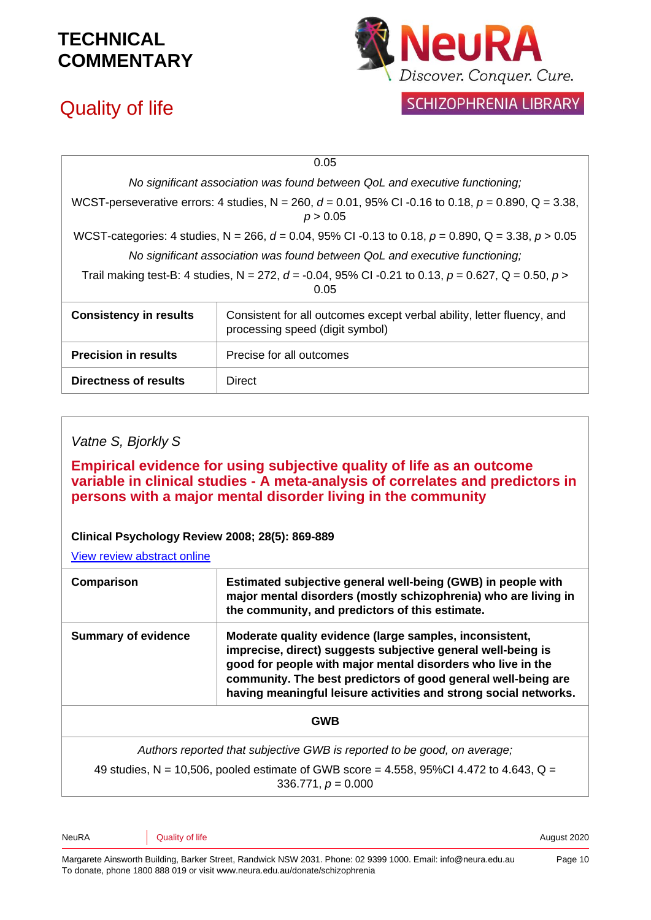| | |
|---|---|
| 0.05 | |
| *No significant association was found between QoL and executive functioning;* | |
| WCST-perseverative errors: 4 studies, N = 260, $d$ = 0.01, 95% CI -0.16 to 0.18, $p$ = 0.890, Q = 3.38, $p > 0.05$ | |
| WCST-categories: 4 studies, N = 266, $d$ = 0.04, 95% CI -0.13 to 0.18, $p$ = 0.890, Q = 3.38, $p > 0.05$ | |
| *No significant association was found between QoL and executive functioning;* | |
| Trail making test-B: 4 studies, N = 272, $d$ = -0.04, 95% CI -0.21 to 0.13, $p$ = 0.627, Q = 0.50, $p > 0.05$ | |
| **Consistency in results** | Consistent for all outcomes except verbal ability, letter fluency, and processing speed (digit symbol) |
| **Precision in results** | Precise for all outcomes |
| **Directness of results** | Direct |

*Vatne S, Bjorkly S*

## Empirical evidence for using subjective quality of life as an outcome variable in clinical studies - A meta-analysis of correlates and predictors in persons with a major mental disorder living in the community

**Clinical Psychology Review 2008; 28(5): 869-889**

View review abstract online

| | |
|---|---|
| **Comparison** | **Estimated subjective general well-being (GWB) in people with major mental disorders (mostly schizophrenia) who are living in the community, and predictors of this estimate.** |
| **Summary of evidence** | **Moderate quality evidence (large samples, inconsistent, imprecise, direct) suggests subjective general well-being is good for people with major mental disorders who live in the community. The best predictors of good general well-being are having meaningful leisure activities and strong social networks.** |
| **GWB** | |
| *Authors reported that subjective GWB is reported to be good, on average;* 49 studies, N = 10,506, pooled estimate of GWB score = 4.558, 95%CI 4.472 to 4.643, Q = 336.771, $p$ = 0.000 | |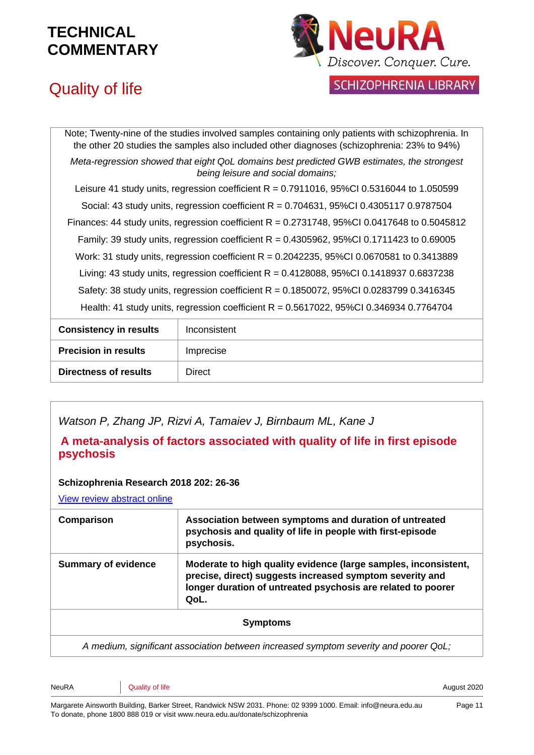| | |
|---|---|
| Note; Twenty-nine of the studies involved samples containing only patients with schizophrenia. In the other 20 studies the samples also included other diagnoses (schizophrenia: 23% to 94%)<br>*Meta-regression showed that eight QoL domains best predicted GWB estimates, the strongest being leisure and social domains;*<br>Leisure 41 study units, regression coefficient R = 0.7911016, 95%CI 0.5316044 to 1.050599<br>Social: 43 study units, regression coefficient R = 0.704631, 95%CI 0.4305117 0.9787504<br>Finances: 44 study units, regression coefficient R = 0.2731748, 95%CI 0.0417648 to 0.5045812<br>Family: 39 study units, regression coefficient R = 0.4305962, 95%CI 0.1711423 to 0.69005<br>Work: 31 study units, regression coefficient R = 0.2042235, 95%CI 0.0670581 to 0.3413889<br>Living: 43 study units, regression coefficient R = 0.4128088, 95%CI 0.1418937 0.6837238<br>Safety: 38 study units, regression coefficient R = 0.1850072, 95%CI 0.0283799 0.3416345<br>Health: 41 study units, regression coefficient R = 0.5617022, 95%CI 0.346934 0.7764704 | |
| **Consistency in results** | Inconsistent |
| **Precision in results** | Imprecise |
| **Directness of results** | Direct |

*Watson P, Zhang JP, Rizvi A, Tamaiev J, Birnbaum ML, Kane J*

**A meta-analysis of factors associated with quality of life in first episode psychosis**

**Schizophrenia Research 2018 202: 26-36**

View review abstract online

| | |
|---|---|
| **Comparison** | **Association between symptoms and duration of untreated psychosis and quality of life in people with first-episode psychosis.** |
| **Summary of evidence** | **Moderate to high quality evidence (large samples, inconsistent, precise, direct) suggests increased symptom severity and longer duration of untreated psychosis are related to poorer QoL.** |
| **Symptoms** | |
| *A medium, significant association between increased symptom severity and poorer QoL;* | |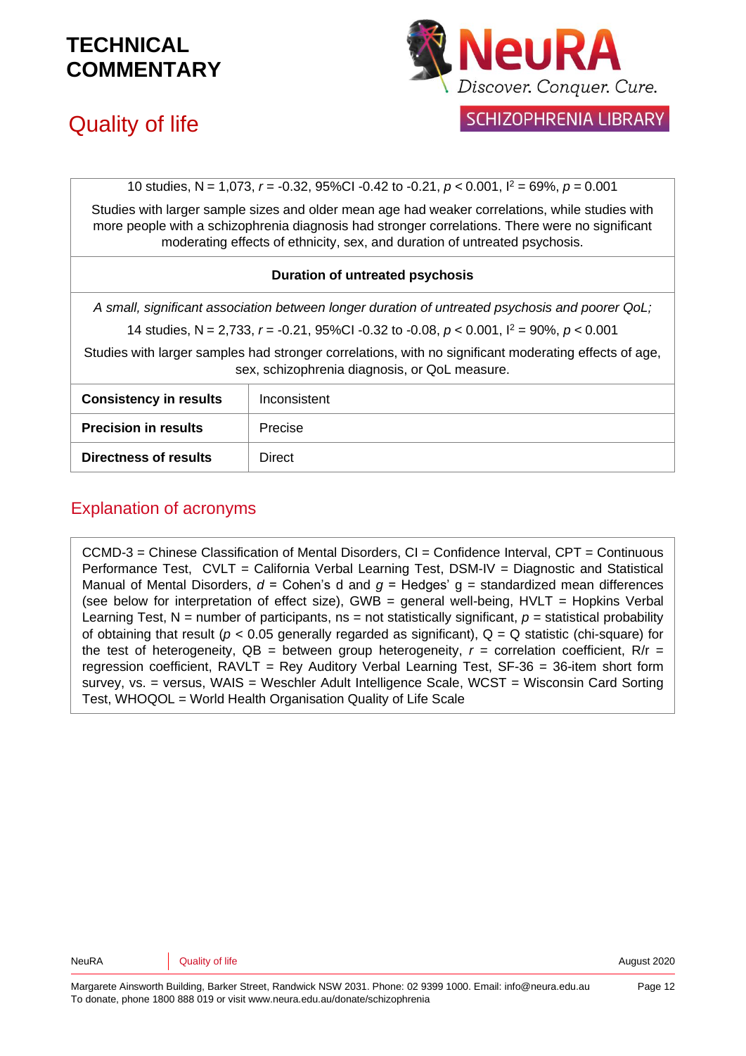# TECHNICAL COMMENTARY

## Quality of life

| 10 studies, N = 1,073, $r$ = -0.32, 95%CI -0.42 to -0.21, $p < 0.001$, $I^2$ = 69%, $p$ = 0.001<br><br>Studies with larger sample sizes and older mean age had weaker correlations, while studies with more people with a schizophrenia diagnosis had stronger correlations. There were no significant moderating effects of ethnicity, sex, and duration of untreated psychosis. | |
|---|---|
| **Duration of untreated psychosis** | |
| *A small, significant association between longer duration of untreated psychosis and poorer QoL;*<br><br>14 studies, N = 2,733, $r$ = -0.21, 95%CI -0.32 to -0.08, $p < 0.001$, $I^2$ = 90%, $p < 0.001$<br><br>Studies with larger samples had stronger correlations, with no significant moderating effects of age, sex, schizophrenia diagnosis, or QoL measure. | |
| **Consistency in results** | Inconsistent |
| **Precision in results** | Precise |
| **Directness of results** | Direct |

## Explanation of acronyms

CCMD-3 = Chinese Classification of Mental Disorders, CI = Confidence Interval, CPT = Continuous Performance Test, CVLT = California Verbal Learning Test, DSM-IV = Diagnostic and Statistical Manual of Mental Disorders, $d$ = Cohen's d and $g$ = Hedges' g = standardized mean differences (see below for interpretation of effect size), GWB = general well-being, HVLT = Hopkins Verbal Learning Test, N = number of participants, ns = not statistically significant, $p$ = statistical probability of obtaining that result ($p < 0.05$ generally regarded as significant), Q = Q statistic (chi-square) for the test of heterogeneity, QB = between group heterogeneity, $r$ = correlation coefficient, R/r = regression coefficient, RAVLT = Rey Auditory Verbal Learning Test, SF-36 = 36-item short form survey, vs. = versus, WAIS = Weschler Adult Intelligence Scale, WCST = Wisconsin Card Sorting Test, WHOQOL = World Health Organisation Quality of Life Scale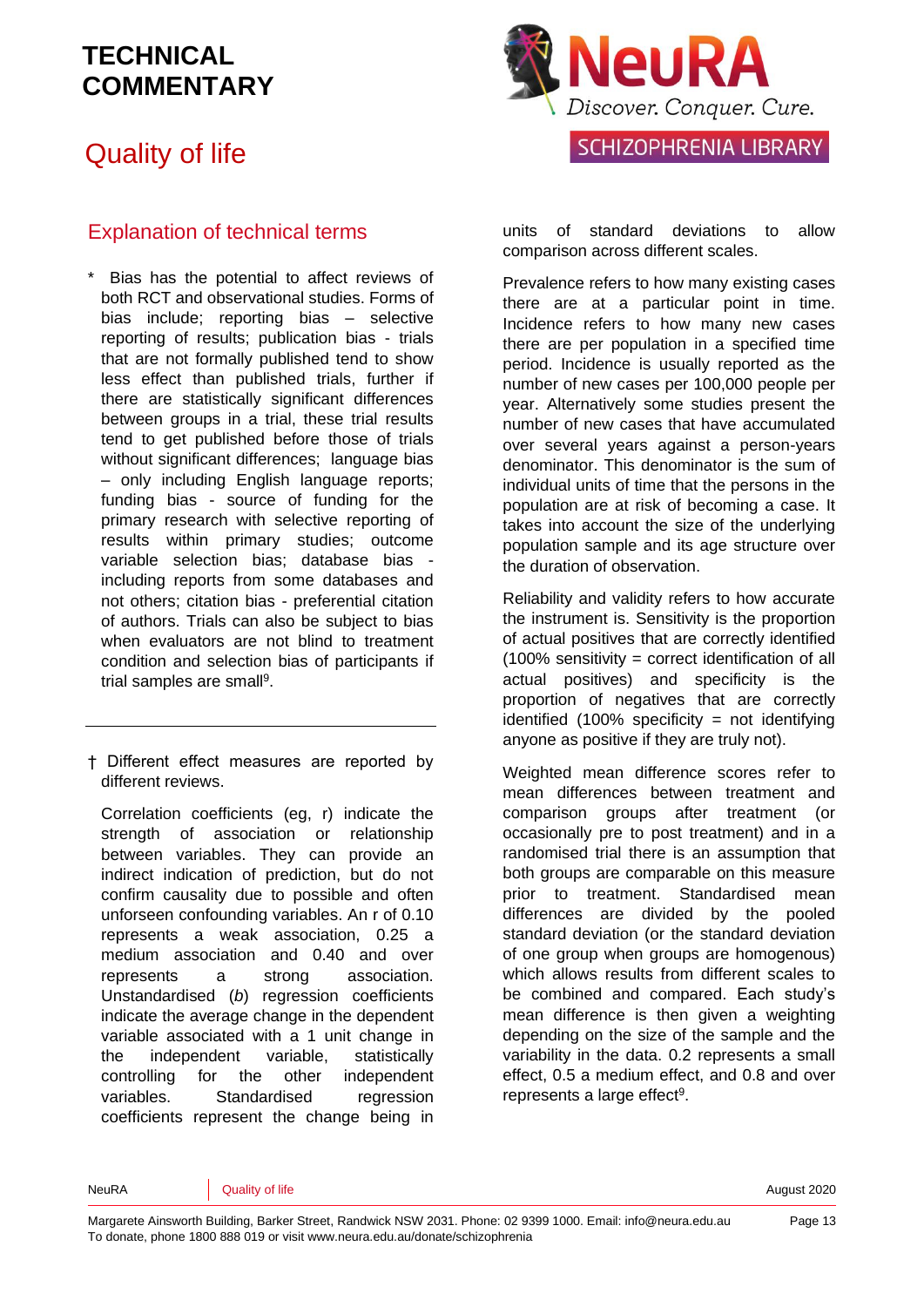## Explanation of technical terms

\* Bias has the potential to affect reviews of both RCT and observational studies. Forms of bias include; reporting bias – selective reporting of results; publication bias - trials that are not formally published tend to show less effect than published trials, further if there are statistically significant differences between groups in a trial, these trial results tend to get published before those of trials without significant differences; language bias – only including English language reports; funding bias - source of funding for the primary research with selective reporting of results within primary studies; outcome variable selection bias; database bias - including reports from some databases and not others; citation bias - preferential citation of authors. Trials can also be subject to bias when evaluators are not blind to treatment condition and selection bias of participants if trial samples are small[9].

---

† Different effect measures are reported by different reviews.

Correlation coefficients (eg, r) indicate the strength of association or relationship between variables. They can provide an indirect indication of prediction, but do not confirm causality due to possible and often unforseen confounding variables. An r of 0.10 represents a weak association, 0.25 a medium association and 0.40 and over represents a strong association. Unstandardised (*b*) regression coefficients indicate the average change in the dependent variable associated with a 1 unit change in the independent variable, statistically controlling for the other independent variables. Standardised regression coefficients represent the change being in units of standard deviations to allow comparison across different scales.

Prevalence refers to how many existing cases there are at a particular point in time. Incidence refers to how many new cases there are per population in a specified time period. Incidence is usually reported as the number of new cases per 100,000 people per year. Alternatively some studies present the number of new cases that have accumulated over several years against a person-years denominator. This denominator is the sum of individual units of time that the persons in the population are at risk of becoming a case. It takes into account the size of the underlying population sample and its age structure over the duration of observation.

Reliability and validity refers to how accurate the instrument is. Sensitivity is the proportion of actual positives that are correctly identified (100% sensitivity = correct identification of all actual positives) and specificity is the proportion of negatives that are correctly identified (100% specificity = not identifying anyone as positive if they are truly not).

Weighted mean difference scores refer to mean differences between treatment and comparison groups after treatment (or occasionally pre to post treatment) and in a randomised trial there is an assumption that both groups are comparable on this measure prior to treatment. Standardised mean differences are divided by the pooled standard deviation (or the standard deviation of one group when groups are homogenous) which allows results from different scales to be combined and compared. Each study's mean difference is then given a weighting depending on the size of the sample and the variability in the data. 0.2 represents a small effect, 0.5 a medium effect, and 0.8 and over represents a large effect[9].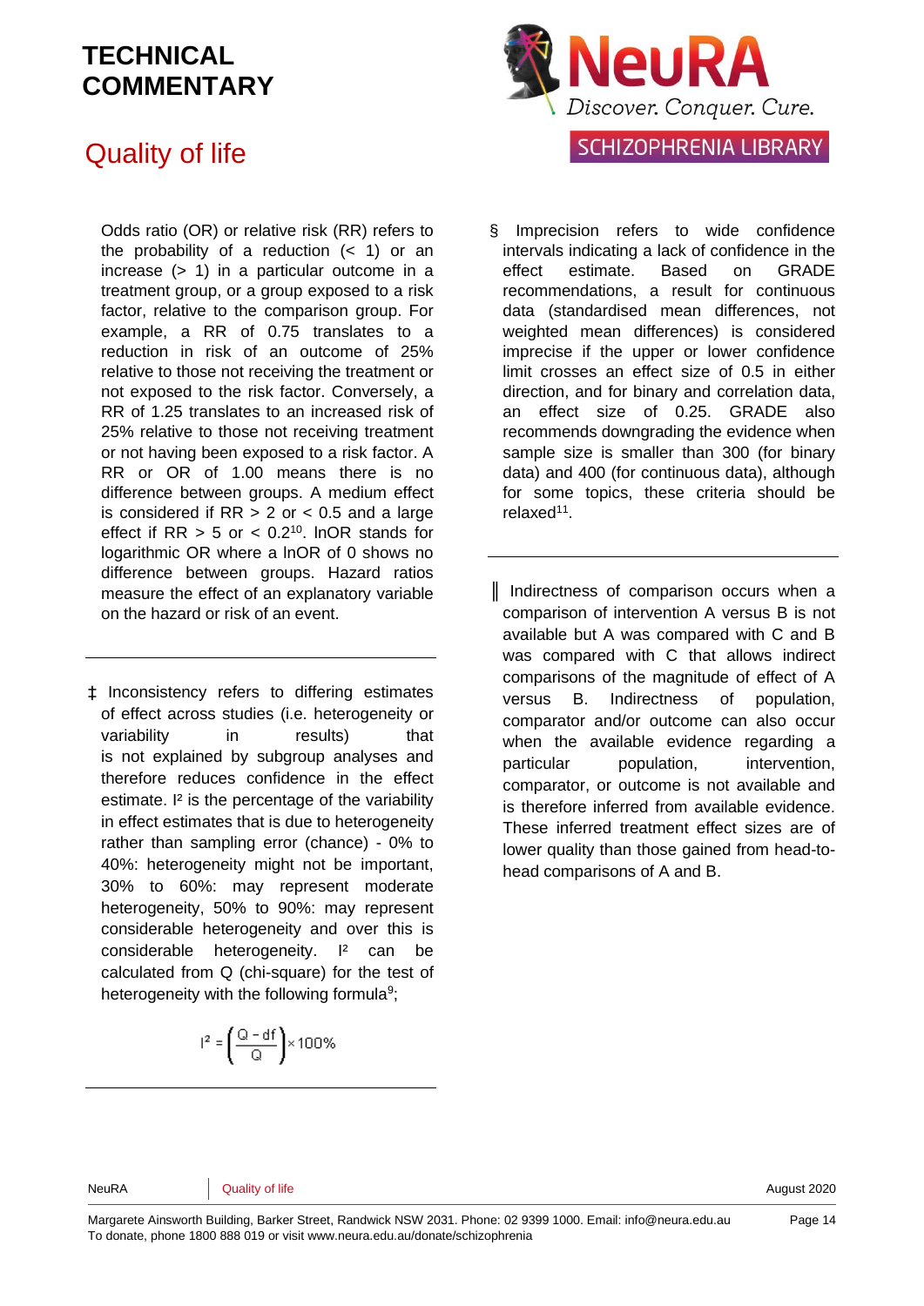Odds ratio (OR) or relative risk (RR) refers to the probability of a reduction (< 1) or an increase (> 1) in a particular outcome in a treatment group, or a group exposed to a risk factor, relative to the comparison group. For example, a RR of 0.75 translates to a reduction in risk of an outcome of 25% relative to those not receiving the treatment or not exposed to the risk factor. Conversely, a RR of 1.25 translates to an increased risk of 25% relative to those not receiving treatment or not having been exposed to a risk factor. A RR or OR of 1.00 means there is no difference between groups. A medium effect is considered if RR > 2 or < 0.5 and a large effect if RR > 5 or < 0.2[10]. lnOR stands for logarithmic OR where a lnOR of 0 shows no difference between groups. Hazard ratios measure the effect of an explanatory variable on the hazard or risk of an event.

---

‡ Inconsistency refers to differing estimates of effect across studies (i.e. heterogeneity or variability in results) that is not explained by subgroup analyses and therefore reduces confidence in the effect estimate. I² is the percentage of the variability in effect estimates that is due to heterogeneity rather than sampling error (chance) - 0% to 40%: heterogeneity might not be important, 30% to 60%: may represent moderate heterogeneity, 50% to 90%: may represent considerable heterogeneity and over this is considerable heterogeneity. I² can be calculated from Q (chi-square) for the test of heterogeneity with the following formula[9];

$$I^2 = \left(\frac{Q - df}{Q}\right) \times 100\%$$

---

§ Imprecision refers to wide confidence intervals indicating a lack of confidence in the effect estimate. Based on GRADE recommendations, a result for continuous data (standardised mean differences, not weighted mean differences) is considered imprecise if the upper or lower confidence limit crosses an effect size of 0.5 in either direction, and for binary and correlation data, an effect size of 0.25. GRADE also recommends downgrading the evidence when sample size is smaller than 300 (for binary data) and 400 (for continuous data), although for some topics, these criteria should be relaxed[11].

---

‖ Indirectness of comparison occurs when a comparison of intervention A versus B is not available but A was compared with C and B was compared with C that allows indirect comparisons of the magnitude of effect of A versus B. Indirectness of population, comparator and/or outcome can also occur when the available evidence regarding a particular population, intervention, comparator, or outcome is not available and is therefore inferred from available evidence. These inferred treatment effect sizes are of lower quality than those gained from head-to-head comparisons of A and B.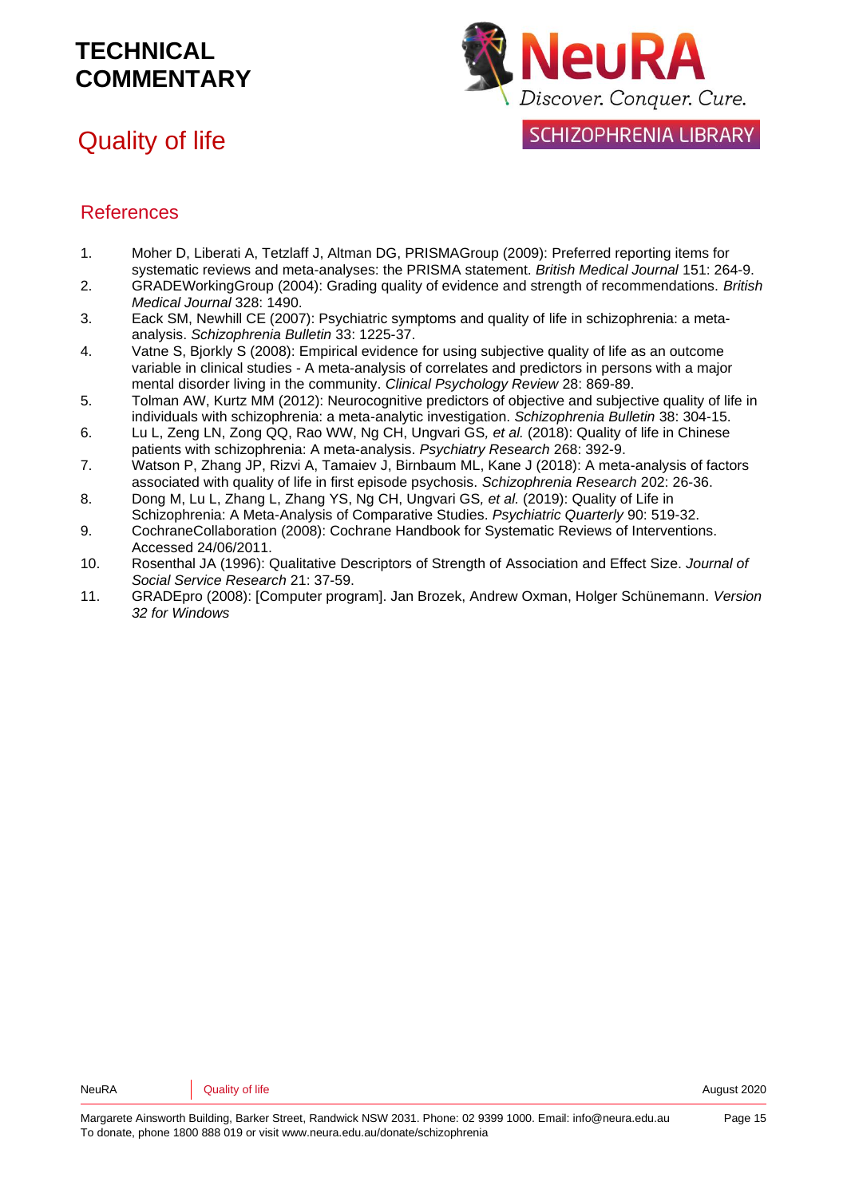# TECHNICAL COMMENTARY

## Quality of life

### References

1. Moher D, Liberati A, Tetzlaff J, Altman DG, PRISMAGroup (2009): Preferred reporting items for systematic reviews and meta-analyses: the PRISMA statement. *British Medical Journal* 151: 264-9.
2. GRADEWorkingGroup (2004): Grading quality of evidence and strength of recommendations. *British Medical Journal* 328: 1490.
3. Eack SM, Newhill CE (2007): Psychiatric symptoms and quality of life in schizophrenia: a meta-analysis. *Schizophrenia Bulletin* 33: 1225-37.
4. Vatne S, Bjorkly S (2008): Empirical evidence for using subjective quality of life as an outcome variable in clinical studies - A meta-analysis of correlates and predictors in persons with a major mental disorder living in the community. *Clinical Psychology Review* 28: 869-89.
5. Tolman AW, Kurtz MM (2012): Neurocognitive predictors of objective and subjective quality of life in individuals with schizophrenia: a meta-analytic investigation. *Schizophrenia Bulletin* 38: 304-15.
6. Lu L, Zeng LN, Zong QQ, Rao WW, Ng CH, Ungvari GS*, et al.* (2018): Quality of life in Chinese patients with schizophrenia: A meta-analysis. *Psychiatry Research* 268: 392-9.
7. Watson P, Zhang JP, Rizvi A, Tamaiev J, Birnbaum ML, Kane J (2018): A meta-analysis of factors associated with quality of life in first episode psychosis. *Schizophrenia Research* 202: 26-36.
8. Dong M, Lu L, Zhang L, Zhang YS, Ng CH, Ungvari GS*, et al.* (2019): Quality of Life in Schizophrenia: A Meta-Analysis of Comparative Studies. *Psychiatric Quarterly* 90: 519-32.
9. CochraneCollaboration (2008): Cochrane Handbook for Systematic Reviews of Interventions. Accessed 24/06/2011.
10. Rosenthal JA (1996): Qualitative Descriptors of Strength of Association and Effect Size. *Journal of Social Service Research* 21: 37-59.
11. GRADEpro (2008): [Computer program]. Jan Brozek, Andrew Oxman, Holger Schünemann. *Version 32 for Windows*